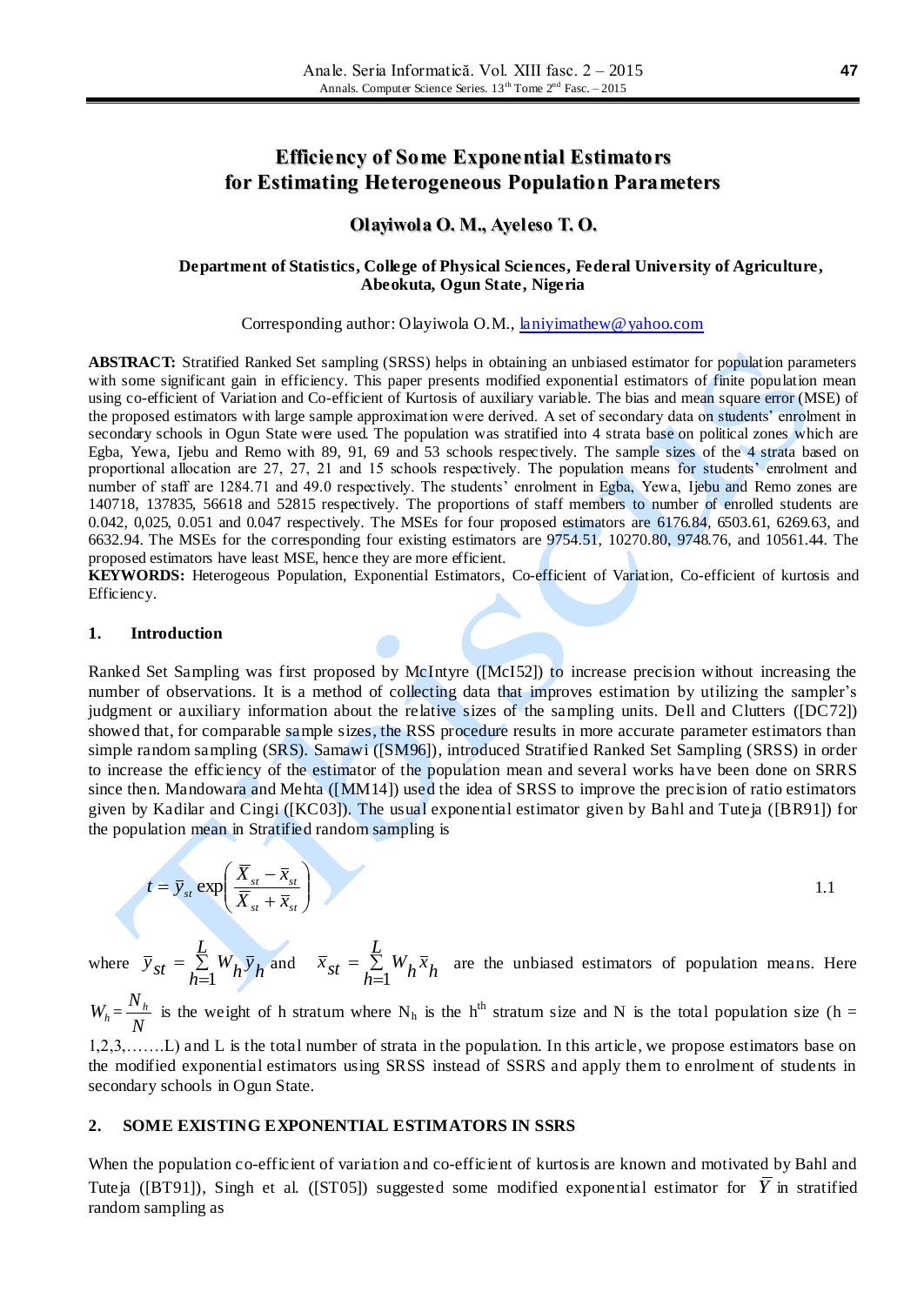# Efficiency of Some Exponential Estimators for Estimating Heterogeneous Population Parameters

**Olayiwola O. M., Ayeleso T. O.**

**Department of Statistics, College of Physical Sciences, Federal University of Agriculture, Abeokuta, Ogun State, Nigeria**

Corresponding author: Olayiwola O.M., laniyimathew@yahoo.com

**ABSTRACT:** Stratified Ranked Set sampling (SRSS) helps in obtaining an unbiased estimator for population parameters with some significant gain in efficiency. This paper presents modified exponential estimators of finite population mean using co-efficient of Variation and Co-efficient of Kurtosis of auxiliary variable. The bias and mean square error (MSE) of the proposed estimators with large sample approximation were derived. A set of secondary data on students' enrolment in secondary schools in Ogun State were used. The population was stratified into 4 strata base on political zones which are Egba, Yewa, Ijebu and Remo with 89, 91, 69 and 53 schools respectively. The sample sizes of the 4 strata based on proportional allocation are 27, 27, 21 and 15 schools respectively. The population means for students' enrolment and number of staff are 1284.71 and 49.0 respectively. The students' enrolment in Egba, Yewa, Ijebu and Remo zones are 140718, 137835, 56618 and 52815 respectively. The proportions of staff members to number of enrolled students are 0.042, 0,025, 0.051 and 0.047 respectively. The MSEs for four proposed estimators are 6176.84, 6503.61, 6269.63, and 6632.94. The MSEs for the corresponding four existing estimators are 9754.51, 10270.80, 9748.76, and 10561.44. The proposed estimators have least MSE, hence they are more efficient.

**KEYWORDS:** Heterogeous Population, Exponential Estimators, Co-efficient of Variation, Co-efficient of kurtosis and Efficiency.

## 1. Introduction

Ranked Set Sampling was first proposed by McIntyre ([McI52]) to increase precision without increasing the number of observations. It is a method of collecting data that improves estimation by utilizing the sampler's judgment or auxiliary information about the relative sizes of the sampling units. Dell and Clutters ([DC72]) showed that, for comparable sample sizes, the RSS procedure results in more accurate parameter estimators than simple random sampling (SRS). Samawi ([SM96]), introduced Stratified Ranked Set Sampling (SRSS) in order to increase the efficiency of the estimator of the population mean and several works have been done on SRRS since then. Mandowara and Mehta ([MM14]) used the idea of SRSS to improve the precision of ratio estimators given by Kadilar and Cingi ([KC03]). The usual exponential estimator given by Bahl and Tuteja ([BR91]) for the population mean in Stratified random sampling is

$$t = \bar{y}_{st} \exp\left(\frac{\bar{X}_{st} - \bar{x}_{st}}{\bar{X}_{st} + \bar{x}_{st}}\right) \qquad 1.1$$

where $\bar{y}_{st} = \sum_{h=1}^{L} W_h \bar{y}_h$ and $\bar{x}_{st} = \sum_{h=1}^{L} W_h \bar{x}_h$ are the unbiased estimators of population means. Here $W_h = \frac{N_h}{N}$ is the weight of h stratum where $N_h$ is the $h^{th}$ stratum size and N is the total population size (h = 1,2,3,…….L) and L is the total number of strata in the population. In this article, we propose estimators base on the modified exponential estimators using SRSS instead of SSRS and apply them to enrolment of students in secondary schools in Ogun State.

## 2. SOME EXISTING EXPONENTIAL ESTIMATORS IN SSRS

When the population co-efficient of variation and co-efficient of kurtosis are known and motivated by Bahl and Tuteja ([BT91]), Singh et al. ([ST05]) suggested some modified exponential estimator for $\bar{Y}$ in stratified random sampling as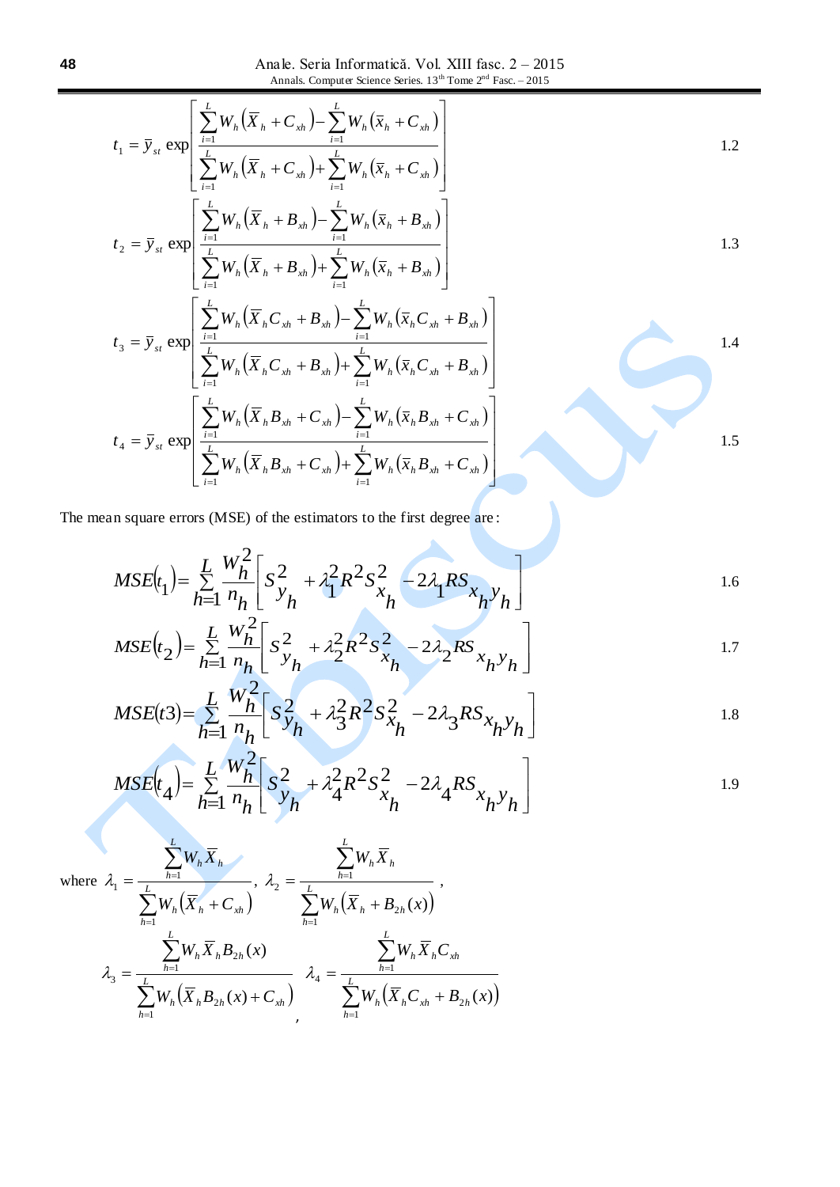$$t_1 = \bar{y}_{st} \exp\left[\frac{\sum_{i=1}^{L} W_h\left(\bar{X}_h + C_{xh}\right) - \sum_{i=1}^{L} W_h\left(\bar{x}_h + C_{xh}\right)}{\sum_{i=1}^{L} W_h\left(\bar{X}_h + C_{xh}\right) + \sum_{i=1}^{L} W_h\left(\bar{x}_h + C_{xh}\right)}\right] \quad 1.2$$

$$t_2 = \bar{y}_{st} \exp\left[\frac{\sum_{i=1}^{L} W_h\left(\bar{X}_h + B_{xh}\right) - \sum_{i=1}^{L} W_h\left(\bar{x}_h + B_{xh}\right)}{\sum_{i=1}^{L} W_h\left(\bar{X}_h + B_{xh}\right) + \sum_{i=1}^{L} W_h\left(\bar{x}_h + B_{xh}\right)}\right] \quad 1.3$$

$$t_3 = \bar{y}_{st} \exp\left[\frac{\sum_{i=1}^{L} W_h\left(\bar{X}_h C_{xh} + B_{xh}\right) - \sum_{i=1}^{L} W_h\left(\bar{x}_h C_{xh} + B_{xh}\right)}{\sum_{i=1}^{L} W_h\left(\bar{X}_h C_{xh} + B_{xh}\right) + \sum_{i=1}^{L} W_h\left(\bar{x}_h C_{xh} + B_{xh}\right)}\right] \quad 1.4$$

$$t_4 = \bar{y}_{st} \exp\left[\frac{\sum_{i=1}^{L} W_h\left(\bar{X}_h B_{xh} + C_{xh}\right) - \sum_{i=1}^{L} W_h\left(\bar{x}_h B_{xh} + C_{xh}\right)}{\sum_{i=1}^{L} W_h\left(\bar{X}_h B_{xh} + C_{xh}\right) + \sum_{i=1}^{L} W_h\left(\bar{x}_h B_{xh} + C_{xh}\right)}\right] \quad 1.5$$

The mean square errors (MSE) of the estimators to the first degree are:

$$MSE(t_1) = \sum_{h=1}^{L} \frac{W_h^2}{n_h}\left[S_{y_h}^2 + \lambda_1^2 R^2 S_{x_h}^2 - 2\lambda_1 R S_{x_h y_h}\right] \quad 1.6$$

$$MSE(t_2) = \sum_{h=1}^{L} \frac{W_h^2}{n_h}\left[S_{y_h}^2 + \lambda_2^2 R^2 S_{x_h}^2 - 2\lambda_2 R S_{x_h y_h}\right] \quad 1.7$$

$$MSE(t3) = \sum_{h=1}^{L} \frac{W_h^2}{n_h}\left[S_{y_h}^2 + \lambda_3^2 R^2 S_{x_h}^2 - 2\lambda_3 R S_{x_h y_h}\right] \quad 1.8$$

$$MSE(t_4) = \sum_{h=1}^{L} \frac{W_h^2}{n_h}\left[S_{y_h}^2 + \lambda_4^2 R^2 S_{x_h}^2 - 2\lambda_4 R S_{x_h y_h}\right] \quad 1.9$$

where $\lambda_1 = \dfrac{\sum_{h=1}^{L} W_h \bar{X}_h}{\sum_{h=1}^{L} W_h\left(\bar{X}_h + C_{xh}\right)}$, $\lambda_2 = \dfrac{\sum_{h=1}^{L} W_h \bar{X}_h}{\sum_{h=1}^{L} W_h\left(\bar{X}_h + B_{2h}(x)\right)}$,

$$\lambda_3 = \frac{\sum_{h=1}^{L} W_h \bar{X}_h B_{2h}(x)}{\sum_{h=1}^{L} W_h\left(\bar{X}_h B_{2h}(x) + C_{xh}\right)}, \quad \lambda_4 = \frac{\sum_{h=1}^{L} W_h \bar{X}_h C_{xh}}{\sum_{h=1}^{L} W_h\left(\bar{X}_h C_{xh} + B_{2h}(x)\right)}$$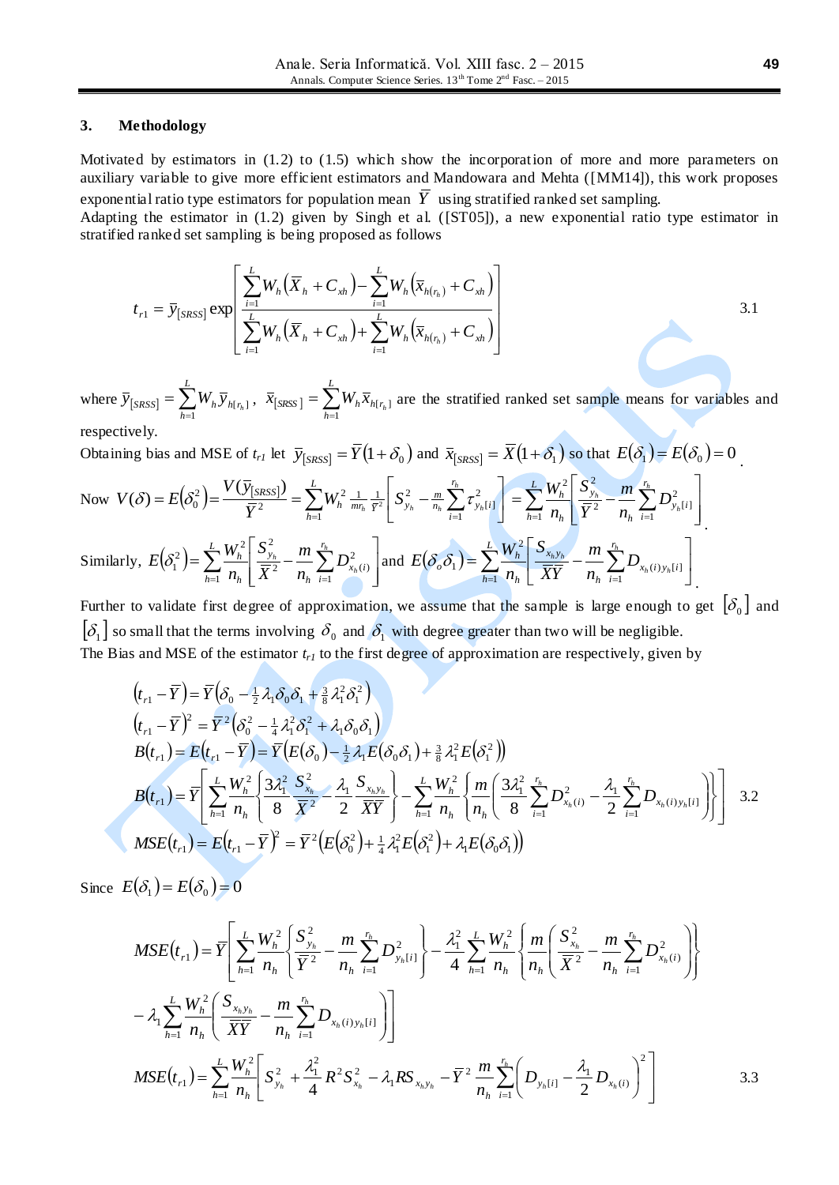## 3. Methodology

Motivated by estimators in (1.2) to (1.5) which show the incorporation of more and more parameters on auxiliary variable to give more efficient estimators and Mandowara and Mehta ([MM14]), this work proposes exponential ratio type estimators for population mean $\bar{Y}$ using stratified ranked set sampling.
Adapting the estimator in (1.2) given by Singh et al. ([ST05]), a new exponential ratio type estimator in stratified ranked set sampling is being proposed as follows

$$t_{r1} = \bar{y}_{[SRSS]} \exp\left[\frac{\sum_{i=1}^{L} W_h\left(\bar{X}_h + C_{xh}\right) - \sum_{i=1}^{L} W_h\left(\bar{x}_{h(r_h)} + C_{xh}\right)}{\sum_{i=1}^{L} W_h\left(\bar{X}_h + C_{xh}\right) + \sum_{i=1}^{L} W_h\left(\bar{x}_{h(r_h)} + C_{xh}\right)}\right] \qquad 3.1$$

where $\bar{y}_{[SRSS]} = \sum_{h=1}^{L} W_h \bar{y}_{h[r_h]}$, $\bar{x}_{[SRSS]} = \sum_{h=1}^{L} W_h \bar{x}_{h[r_h]}$ are the stratified ranked set sample means for variables and respectively.

Obtaining bias and MSE of $t_{r1}$ let $\bar{y}_{[SRSS]} = \bar{Y}(1+\delta_0)$ and $\bar{x}_{[SRSS]} = \bar{X}(1+\delta_1)$ so that $E(\delta_1) = E(\delta_0) = 0$.

Now $V(\delta) = E\left(\delta_0^2\right) = \frac{V(\bar{y}_{[SRSS]})}{\bar{Y}^2} = \sum_{h=1}^{L} W_h^2 \frac{1}{mr_h} \frac{1}{\bar{Y}^2}\left[S_{y_h}^2 - \frac{m}{n_h}\sum_{i=1}^{r_h} \tau_{y_h[i]}^2\right] = \sum_{h=1}^{L} \frac{W_h^2}{n_h}\left[\frac{S_{y_h}^2}{\bar{Y}^2} - \frac{m}{n_h}\sum_{i=1}^{r_h} D_{y_h[i]}^2\right]$.

Similarly, $E\left(\delta_1^2\right) = \sum_{h=1}^{L} \frac{W_h^2}{n_h}\left[\frac{S_{y_h}^2}{\bar{X}^2} - \frac{m}{n_h}\sum_{i=1}^{r_h} D_{x_h(i)}^2\right]$ and $E(\delta_o \delta_1) = \sum_{h=1}^{L} \frac{W_h^2}{n_h}\left[\frac{S_{x_h y_h}}{\bar{X}\bar{Y}} - \frac{m}{n_h}\sum_{i=1}^{r_h} D_{x_h(i) y_h[i]}\right]$.

Further to validate first degree of approximation, we assume that the sample is large enough to get $[\delta_0]$ and $[\delta_1]$ so small that the terms involving $\delta_0$ and $\delta_1$ with degree greater than two will be negligible.
The Bias and MSE of the estimator $t_{r1}$ to the first degree of approximation are respectively, given by

$$\left(t_{r1} - \bar{Y}\right) = \bar{Y}\left(\delta_0 - \tfrac{1}{2}\lambda_1 \delta_0 \delta_1 + \tfrac{3}{8}\lambda_1^2 \delta_1^2\right)$$

$$\left(t_{r1} - \bar{Y}\right)^2 = \bar{Y}^2\left(\delta_0^2 - \tfrac{1}{4}\lambda_1^2 \delta_1^2 + \lambda_1 \delta_0 \delta_1\right)$$

$$B(t_{r1}) = E\left(t_{r1} - \bar{Y}\right) = \bar{Y}\left(E(\delta_0) - \tfrac{1}{2}\lambda_1 E(\delta_0 \delta_1) + \tfrac{3}{8}\lambda_1^2 E\left(\delta_1^2\right)\right)$$

$$B(t_{r1}) = \bar{Y}\left[\sum_{h=1}^{L} \frac{W_h^2}{n_h}\left\{\frac{3\lambda_1^2}{8}\frac{S_{x_h}^2}{\bar{X}^2} - \frac{\lambda_1}{2}\frac{S_{x_h y_h}}{\bar{X}\bar{Y}}\right\} - \sum_{h=1}^{L} \frac{W_h^2}{n_h}\left\{\frac{m}{n_h}\left(\frac{3\lambda_1^2}{8}\sum_{i=1}^{r_h} D_{x_h(i)}^2 - \frac{\lambda_1}{2}\sum_{i=1}^{r_h} D_{x_h(i) y_h[i]}\right)\right\}\right] \qquad 3.2$$

$$MSE(t_{r1}) = E\left(t_{r1} - \bar{Y}\right)^2 = \bar{Y}^2\left(E\left(\delta_0^2\right) + \tfrac{1}{4}\lambda_1^2 E\left(\delta_1^2\right) + \lambda_1 E(\delta_0 \delta_1)\right)$$

Since $E(\delta_1) = E(\delta_0) = 0$

$$MSE(t_{r1}) = \bar{Y}\left[\sum_{h=1}^{L} \frac{W_h^2}{n_h}\left\{\frac{S_{y_h}^2}{\bar{Y}^2} - \frac{m}{n_h}\sum_{i=1}^{r_h} D_{y_h[i]}^2\right\} - \frac{\lambda_1^2}{4}\sum_{h=1}^{L} \frac{W_h^2}{n_h}\left\{\frac{m}{n_h}\left(\frac{S_{x_h}^2}{\bar{X}^2} - \frac{m}{n_h}\sum_{i=1}^{r_h} D_{x_h(i)}^2\right)\right\}\right.$$

$$\left. - \lambda_1 \sum_{h=1}^{L} \frac{W_h^2}{n_h}\left(\frac{S_{x_h y_h}}{\bar{X}\bar{Y}} - \frac{m}{n_h}\sum_{i=1}^{r_h} D_{x_h(i) y_h[i]}\right)\right]$$

$$MSE(t_{r1}) = \sum_{h=1}^{L} \frac{W_h^2}{n_h}\left[S_{y_h}^2 + \frac{\lambda_1^2}{4} R^2 S_{x_h}^2 - \lambda_1 R S_{x_h y_h} - \bar{Y}^2 \frac{m}{n_h}\sum_{i=1}^{r_h}\left(D_{y_h[i]} - \frac{\lambda_1}{2} D_{x_h(i)}\right)^2\right] \qquad 3.3$$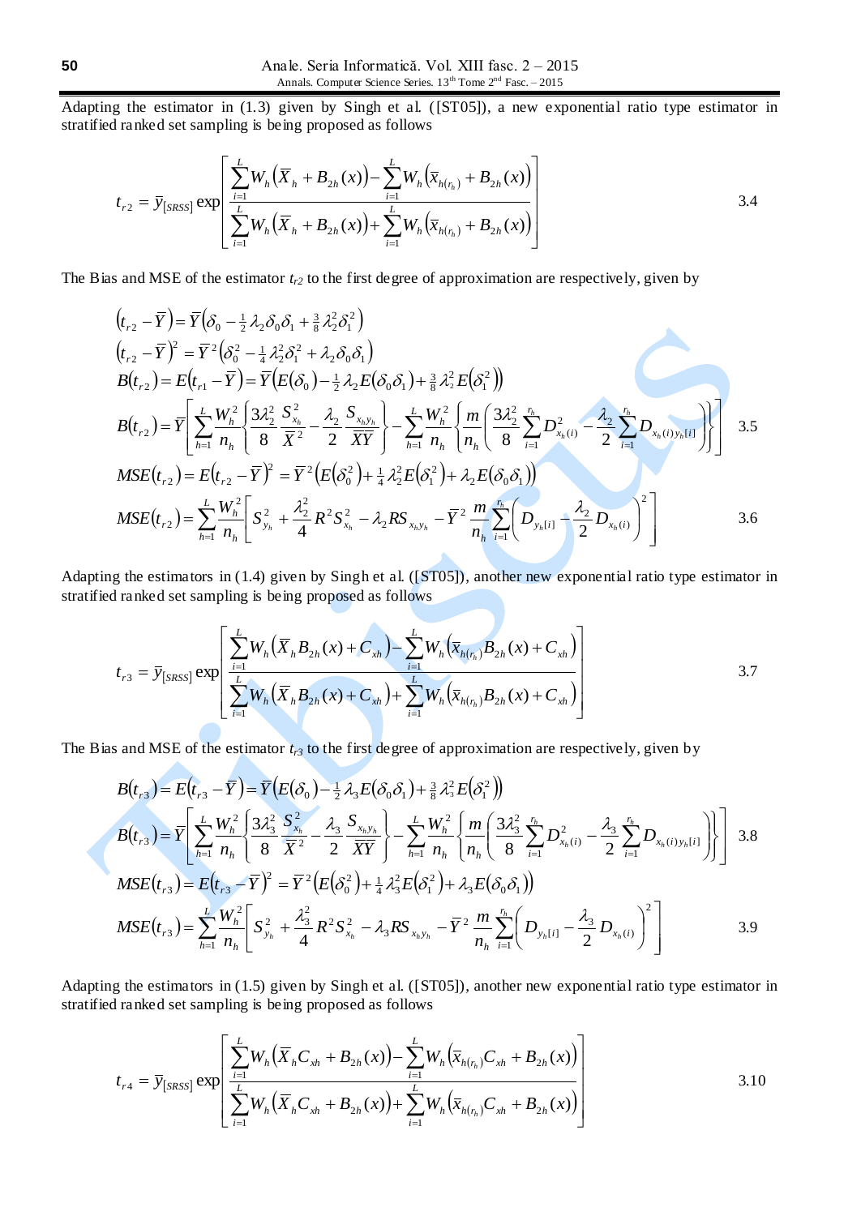Adapting the estimator in (1.3) given by Singh et al. ([ST05]), a new exponential ratio type estimator in stratified ranked set sampling is being proposed as follows

$$t_{r2} = \bar{y}_{[SRSS]} \exp\left[\frac{\sum_{i=1}^{L} W_h\left(\bar{X}_h + B_{2h}(x)\right) - \sum_{i=1}^{L} W_h\left(\bar{x}_{h(r_h)} + B_{2h}(x)\right)}{\sum_{i=1}^{L} W_h\left(\bar{X}_h + B_{2h}(x)\right) + \sum_{i=1}^{L} W_h\left(\bar{x}_{h(r_h)} + B_{2h}(x)\right)}\right] \quad 3.4$$

The Bias and MSE of the estimator $t_{r2}$ to the first degree of approximation are respectively, given by

$$\left(t_{r2} - \bar{Y}\right) = \bar{Y}\left(\delta_0 - \tfrac{1}{2}\lambda_2\delta_0\delta_1 + \tfrac{3}{8}\lambda_2^2\delta_1^2\right)$$

$$\left(t_{r2} - \bar{Y}\right)^2 = \bar{Y}^2\left(\delta_0^2 - \tfrac{1}{4}\lambda_2^2\delta_1^2 + \lambda_2\delta_0\delta_1\right)$$

$$B\left(t_{r2}\right) = E\left(t_{r1} - \bar{Y}\right) = \bar{Y}\left(E\left(\delta_0\right) - \tfrac{1}{2}\lambda_2 E\left(\delta_0\delta_1\right) + \tfrac{3}{8}\lambda_2^2 E\left(\delta_1^2\right)\right)$$

$$B\left(t_{r2}\right) = \bar{Y}\left[\sum_{h=1}^{L}\frac{W_h^2}{n_h}\left\{\frac{3\lambda_2^2}{8}\frac{S_{x_h}^2}{\bar{X}^2} - \frac{\lambda_2}{2}\frac{S_{x_h y_h}}{\bar{X}\bar{Y}}\right\} - \sum_{h=1}^{L}\frac{W_h^2}{n_h}\left\{\frac{m}{n_h}\left(\frac{3\lambda_2^2}{8}\sum_{i=1}^{r_h} D_{x_h(i)}^2 - \frac{\lambda_2}{2}\sum_{i=1}^{r_h} D_{x_h(i)y_h[i]}\right)\right\}\right] \quad 3.5$$

$$MSE\left(t_{r2}\right) = E\left(t_{r2} - \bar{Y}\right)^2 = \bar{Y}^2\left(E\left(\delta_0^2\right) + \tfrac{1}{4}\lambda_2^2 E\left(\delta_1^2\right) + \lambda_2 E\left(\delta_0\delta_1\right)\right)$$

$$MSE\left(t_{r2}\right) = \sum_{h=1}^{L}\frac{W_h^2}{n_h}\left[S_{y_h}^2 + \frac{\lambda_2^2}{4}R^2 S_{x_h}^2 - \lambda_2 R S_{x_h y_h} - \bar{Y}^2\frac{m}{n_h}\sum_{i=1}^{r_h}\left(D_{y_h[i]} - \frac{\lambda_2}{2}D_{x_h(i)}\right)^2\right] \quad 3.6$$

Adapting the estimators in (1.4) given by Singh et al. ([ST05]), another new exponential ratio type estimator in stratified ranked set sampling is being proposed as follows

$$t_{r3} = \bar{y}_{[SRSS]} \exp\left[\frac{\sum_{i=1}^{L} W_h\left(\bar{X}_h B_{2h}(x) + C_{xh}\right) - \sum_{i=1}^{L} W_h\left(\bar{x}_{h(r_h)} B_{2h}(x) + C_{xh}\right)}{\sum_{i=1}^{L} W_h\left(\bar{X}_h B_{2h}(x) + C_{xh}\right) + \sum_{i=1}^{L} W_h\left(\bar{x}_{h(r_h)} B_{2h}(x) + C_{xh}\right)}\right] \quad 3.7$$

The Bias and MSE of the estimator $t_{r3}$ to the first degree of approximation are respectively, given by

$$B\left(t_{r3}\right) = E\left(t_{r3} - \bar{Y}\right) = \bar{Y}\left(E\left(\delta_0\right) - \tfrac{1}{2}\lambda_3 E\left(\delta_0\delta_1\right) + \tfrac{3}{8}\lambda_3^2 E\left(\delta_1^2\right)\right)$$

$$B\left(t_{r3}\right) = \bar{Y}\left[\sum_{h=1}^{L}\frac{W_h^2}{n_h}\left\{\frac{3\lambda_3^2}{8}\frac{S_{x_h}^2}{\bar{X}^2} - \frac{\lambda_3}{2}\frac{S_{x_h y_h}}{\bar{X}\bar{Y}}\right\} - \sum_{h=1}^{L}\frac{W_h^2}{n_h}\left\{\frac{m}{n_h}\left(\frac{3\lambda_3^2}{8}\sum_{i=1}^{r_h} D_{x_h(i)}^2 - \frac{\lambda_3}{2}\sum_{i=1}^{r_h} D_{x_h(i)y_h[i]}\right)\right\}\right] \quad 3.8$$

$$MSE\left(t_{r3}\right) = E\left(t_{r3} - \bar{Y}\right)^2 = \bar{Y}^2\left(E\left(\delta_0^2\right) + \tfrac{1}{4}\lambda_3^2 E\left(\delta_1^2\right) + \lambda_3 E\left(\delta_0\delta_1\right)\right)$$

$$MSE\left(t_{r3}\right) = \sum_{h=1}^{L}\frac{W_h^2}{n_h}\left[S_{y_h}^2 + \frac{\lambda_3^2}{4}R^2 S_{x_h}^2 - \lambda_3 R S_{x_h y_h} - \bar{Y}^2\frac{m}{n_h}\sum_{i=1}^{r_h}\left(D_{y_h[i]} - \frac{\lambda_3}{2}D_{x_h(i)}\right)^2\right] \quad 3.9$$

Adapting the estimators in (1.5) given by Singh et al. ([ST05]), another new exponential ratio type estimator in stratified ranked set sampling is being proposed as follows

$$t_{r4} = \bar{y}_{[SRSS]} \exp\left[\frac{\sum_{i=1}^{L} W_h\left(\bar{X}_h C_{xh} + B_{2h}(x)\right) - \sum_{i=1}^{L} W_h\left(\bar{x}_{h(r_h)} C_{xh} + B_{2h}(x)\right)}{\sum_{i=1}^{L} W_h\left(\bar{X}_h C_{xh} + B_{2h}(x)\right) + \sum_{i=1}^{L} W_h\left(\bar{x}_{h(r_h)} C_{xh} + B_{2h}(x)\right)}\right] \quad 3.10$$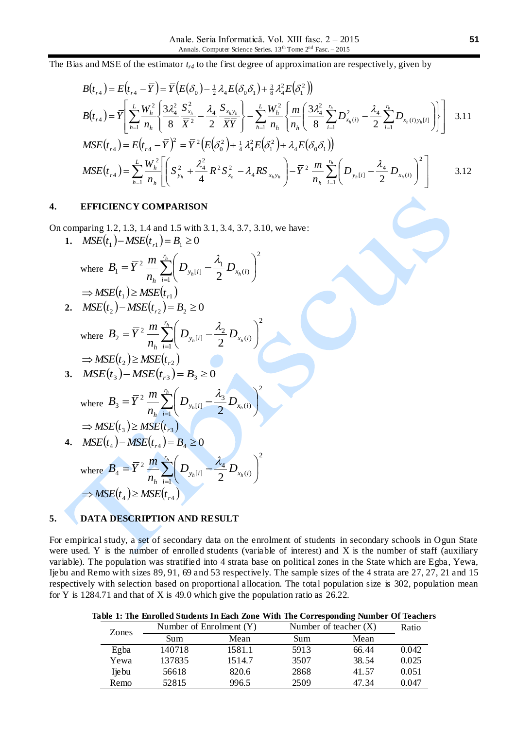The Bias and MSE of the estimator $t_{r4}$ to the first degree of approximation are respectively, given by

$$B(t_{r4}) = E(t_{r4} - \bar{Y}) = \bar{Y}\left(E(\delta_0) - \tfrac{1}{2}\lambda_4 E(\delta_0\delta_1) + \tfrac{3}{8}\lambda_4^2 E(\delta_1^2)\right)$$

$$B(t_{r4}) = \bar{Y}\left[\sum_{h=1}^{L}\frac{W_h^2}{n_h}\left\{\frac{3\lambda_4^2}{8}\frac{S_{x_h}^2}{\bar{X}^2} - \frac{\lambda_4}{2}\frac{S_{x_h y_h}}{\bar{X}\bar{Y}}\right\} - \sum_{h=1}^{L}\frac{W_h^2}{n_h}\left\{\frac{m}{n_h}\left(\frac{3\lambda_4^2}{8}\sum_{i=1}^{r_h} D_{x_h(i)}^2 - \frac{\lambda_4}{2}\sum_{i=1}^{r_h} D_{x_h(i)y_h[i]}\right)\right\}\right] \quad 3.11$$

$$MSE(t_{r4}) = E(t_{r4} - \bar{Y})^2 = \bar{Y}^2\left(E(\delta_0^2) + \tfrac{1}{4}\lambda_4^2 E(\delta_1^2) + \lambda_4 E(\delta_0\delta_1)\right)$$

$$MSE(t_{r4}) = \sum_{h=1}^{L}\frac{W_h^2}{n_h}\left[\left(S_{y_h}^2 + \frac{\lambda_4^2}{4}R^2 S_{x_h}^2 - \lambda_4 R S_{x_h y_h}\right) - \bar{Y}^2\frac{m}{n_h}\sum_{i=1}^{r_h}\left(D_{y_h[i]} - \frac{\lambda_4}{2}D_{x_h(i)}\right)^2\right] \quad 3.12$$

## 4. EFFICIENCY COMPARISON

On comparing 1.2, 1.3, 1.4 and 1.5 with 3.1, 3.4, 3.7, 3.10, we have:

1. $MSE(t_1) - MSE(t_{r1}) = B_1 \geq 0$

   where $B_1 = \bar{Y}^2 \dfrac{m}{n_h}\displaystyle\sum_{i=1}^{r_h}\left(D_{y_h[i]} - \frac{\lambda_1}{2}D_{x_h(i)}\right)^2$

   $\Rightarrow MSE(t_1) \geq MSE(t_{r1})$

2. $MSE(t_2) - MSE(t_{r2}) = B_2 \geq 0$

   where $B_2 = \bar{Y}^2 \dfrac{m}{n_h}\displaystyle\sum_{i=1}^{r_h}\left(D_{y_h[i]} - \frac{\lambda_2}{2}D_{x_h(i)}\right)^2$

   $\Rightarrow MSE(t_2) \geq MSE(t_{r2})$

3. $MSE(t_3) - MSE(t_{r3}) = B_3 \geq 0$

   where $B_3 = \bar{Y}^2 \dfrac{m}{n_h}\displaystyle\sum_{i=1}^{r_h}\left(D_{y_h[i]} - \frac{\lambda_3}{2}D_{x_h(i)}\right)^2$

   $\Rightarrow MSE(t_3) \geq MSE(t_{r3})$

4. $MSE(t_4) - MSE(t_{r4}) = B_4 \geq 0$

   where $B_4 = \bar{Y}^2 \dfrac{m}{n_h}\displaystyle\sum_{i=1}^{r_h}\left(D_{y_h[i]} - \frac{\lambda_4}{2}D_{x_h(i)}\right)^2$

   $\Rightarrow MSE(t_4) \geq MSE(t_{r4})$

## 5. DATA DESCRIPTION AND RESULT

For empirical study, a set of secondary data on the enrolment of students in secondary schools in Ogun State were used. Y is the number of enrolled students (variable of interest) and X is the number of staff (auxiliary variable). The population was stratified into 4 strata base on political zones in the State which are Egba, Yewa, Ijebu and Remo with sizes 89, 91, 69 and 53 respectively. The sample sizes of the 4 strata are 27, 27, 21 and 15 respectively with selection based on proportional allocation. The total population size is 302, population mean for Y is 1284.71 and that of X is 49.0 which give the population ratio as 26.22.

**Table 1: The Enrolled Students In Each Zone With The Corresponding Number Of Teachers**

| Zones | Number of Enrolment (Y) | | Number of teacher (X) | | Ratio |
|---|---|---|---|---|---|
| | Sum | Mean | Sum | Mean | |
| Egba | 140718 | 1581.1 | 5913 | 66.44 | 0.042 |
| Yewa | 137835 | 1514.7 | 3507 | 38.54 | 0.025 |
| Ijebu | 56618 | 820.6 | 2868 | 41.57 | 0.051 |
| Remo | 52815 | 996.5 | 2509 | 47.34 | 0.047 |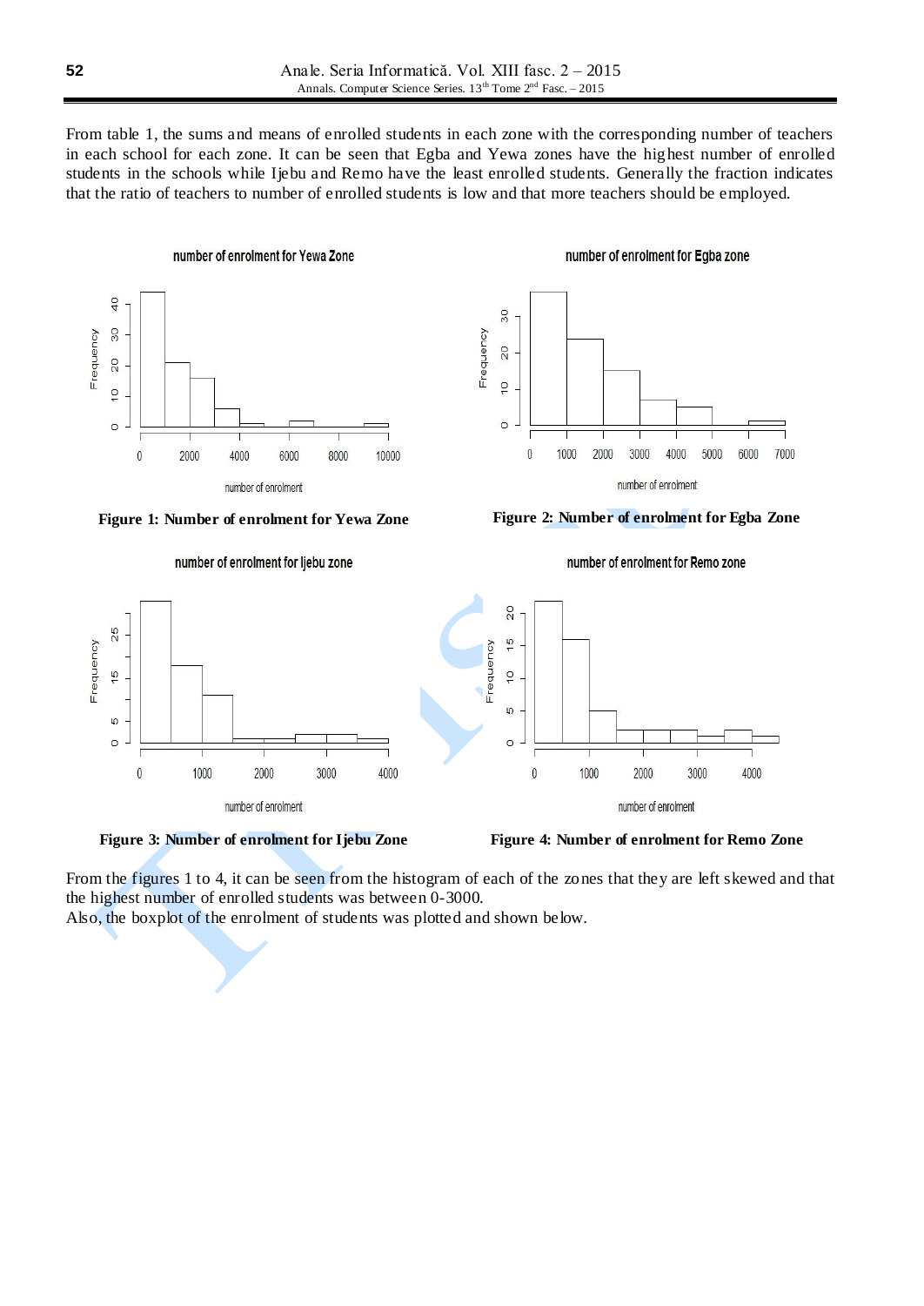From table 1, the sums and means of enrolled students in each zone with the corresponding number of teachers in each school for each zone. It can be seen that Egba and Yewa zones have the highest number of enrolled students in the schools while Ijebu and Remo have the least enrolled students. Generally the fraction indicates that the ratio of teachers to number of enrolled students is low and that more teachers should be employed.

**Figure 1: Number of enrolment for Yewa Zone**

**Figure 2: Number of enrolment for Egba Zone**

**Figure 3: Number of enrolment for Ijebu Zone**

**Figure 4: Number of enrolment for Remo Zone**

From the figures 1 to 4, it can be seen from the histogram of each of the zones that they are left skewed and that the highest number of enrolled students was between 0-3000.
Also, the boxplot of the enrolment of students was plotted and shown below.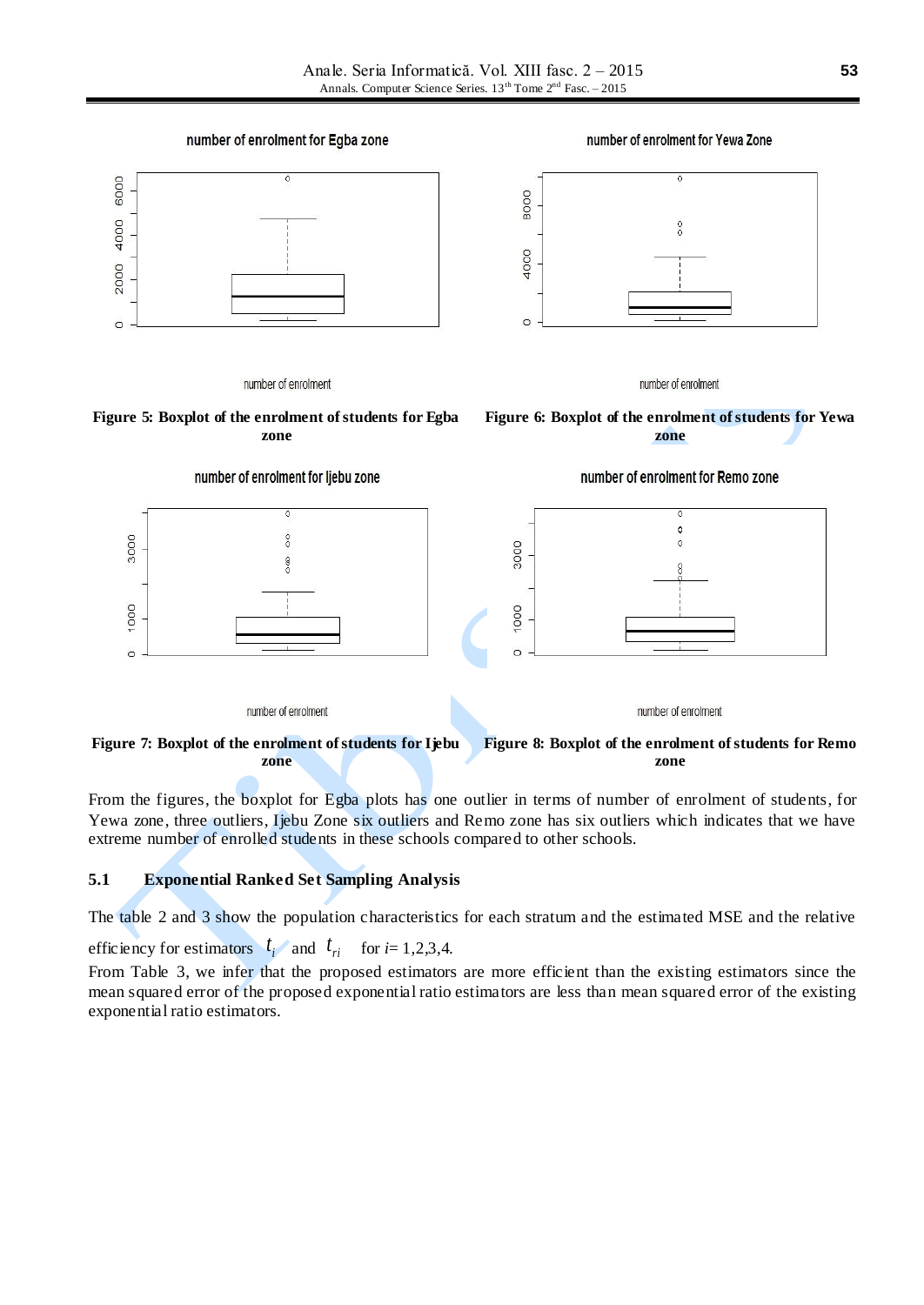Figure 5: Boxplot of the enrolment of students for Egba zone

Figure 6: Boxplot of the enrolment of students for Yewa zone

Figure 7: Boxplot of the enrolment of students for Ijebu zone

Figure 8: Boxplot of the enrolment of students for Remo zone

From the figures, the boxplot for Egba plots has one outlier in terms of number of enrolment of students, for Yewa zone, three outliers, Ijebu Zone six outliers and Remo zone has six outliers which indicates that we have extreme number of enrolled students in these schools compared to other schools.

## 5.1 Exponential Ranked Set Sampling Analysis

The table 2 and 3 show the population characteristics for each stratum and the estimated MSE and the relative efficiency for estimators $t_i$ and $t_{ri}$ for $i$= 1,2,3,4.

From Table 3, we infer that the proposed estimators are more efficient than the existing estimators since the mean squared error of the proposed exponential ratio estimators are less than mean squared error of the existing exponential ratio estimators.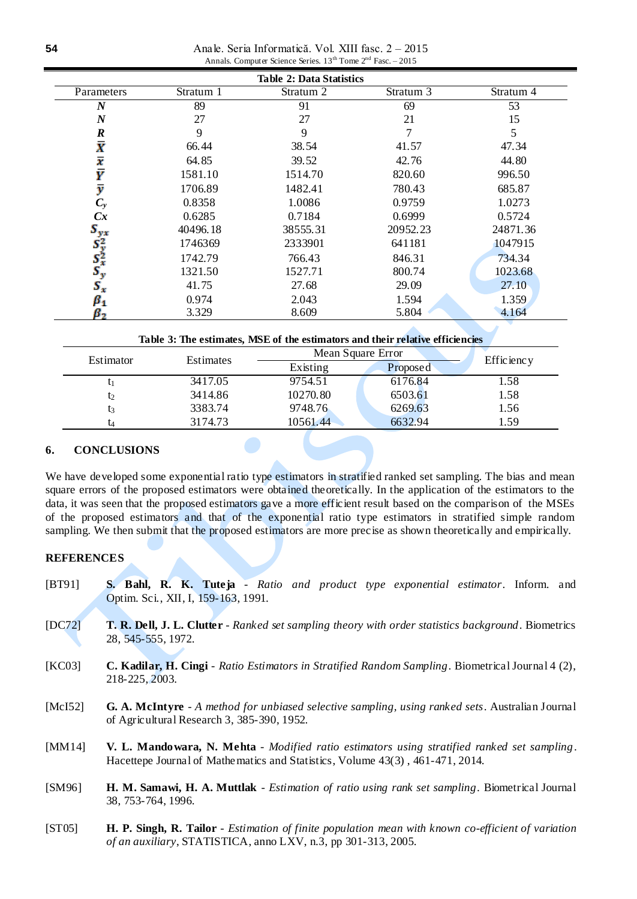**Table 2: Data Statistics**

| Parameters | Stratum 1 | Stratum 2 | Stratum 3 | Stratum 4 |
|---|---|---|---|---|
| $N$ | 89 | 91 | 69 | 53 |
| $N$ | 27 | 27 | 21 | 15 |
| $R$ | 9 | 9 | 7 | 5 |
| $\bar{X}$ | 66.44 | 38.54 | 41.57 | 47.34 |
| $\bar{x}$ | 64.85 | 39.52 | 42.76 | 44.80 |
| $\bar{Y}$ | 1581.10 | 1514.70 | 820.60 | 996.50 |
| $\bar{y}$ | 1706.89 | 1482.41 | 780.43 | 685.87 |
| $C_y$ | 0.8358 | 1.0086 | 0.9759 | 1.0273 |
| $Cx$ | 0.6285 | 0.7184 | 0.6999 | 0.5724 |
| $S_{yx}$ | 40496.18 | 38555.31 | 20952.23 | 24871.36 |
| $S_y^2$ | 1746369 | 2333901 | 641181 | 1047915 |
| $S_x^2$ | 1742.79 | 766.43 | 846.31 | 734.34 |
| $S_y$ | 1321.50 | 1527.71 | 800.74 | 1023.68 |
| $S_x$ | 41.75 | 27.68 | 29.09 | 27.10 |
| $\beta_1$ | 0.974 | 2.043 | 1.594 | 1.359 |
| $\beta_2$ | 3.329 | 8.609 | 5.804 | 4.164 |

**Table 3: The estimates, MSE of the estimators and their relative efficiencies**

| Estimator | Estimates | Mean Square Error | | Efficiency |
|---|---|---|---|---|
| | | Existing | Proposed | |
| $t_1$ | 3417.05 | 9754.51 | 6176.84 | 1.58 |
| $t_2$ | 3414.86 | 10270.80 | 6503.61 | 1.58 |
| $t_3$ | 3383.74 | 9748.76 | 6269.63 | 1.56 |
| $t_4$ | 3174.73 | 10561.44 | 6632.94 | 1.59 |

## 6. CONCLUSIONS

We have developed some exponential ratio type estimators in stratified ranked set sampling. The bias and mean square errors of the proposed estimators were obtained theoretically. In the application of the estimators to the data, it was seen that the proposed estimators gave a more efficient result based on the comparison of the MSEs of the proposed estimators and that of the exponential ratio type estimators in stratified simple random sampling. We then submit that the proposed estimators are more precise as shown theoretically and empirically.

## REFERENCES

[BT91] **S. Bahl, R. K. Tuteja** - *Ratio and product type exponential estimator*. Inform. and Optim. Sci., XII, I, 159-163, 1991.

[DC72] **T. R. Dell, J. L. Clutter** - *Ranked set sampling theory with order statistics background*. Biometrics 28, 545-555, 1972.

[KC03] **C. Kadilar, H. Cingi** - *Ratio Estimators in Stratified Random Sampling*. Biometrical Journal 4 (2), 218-225, 2003.

[McI52] **G. A. McIntyre** - *A method for unbiased selective sampling, using ranked sets*. Australian Journal of Agricultural Research 3, 385-390, 1952.

[MM14] **V. L. Mandowara, N. Mehta** - *Modified ratio estimators using stratified ranked set sampling*. Hacettepe Journal of Mathematics and Statistics, Volume 43(3) , 461-471, 2014.

[SM96] **H. M. Samawi, H. A. Muttlak** - *Estimation of ratio using rank set sampling*. Biometrical Journal 38, 753-764, 1996.

[ST05] **H. P. Singh, R. Tailor** - *Estimation of finite population mean with known co-efficient of variation of an auxiliary*, STATISTICA, anno LXV, n.3, pp 301-313, 2005.